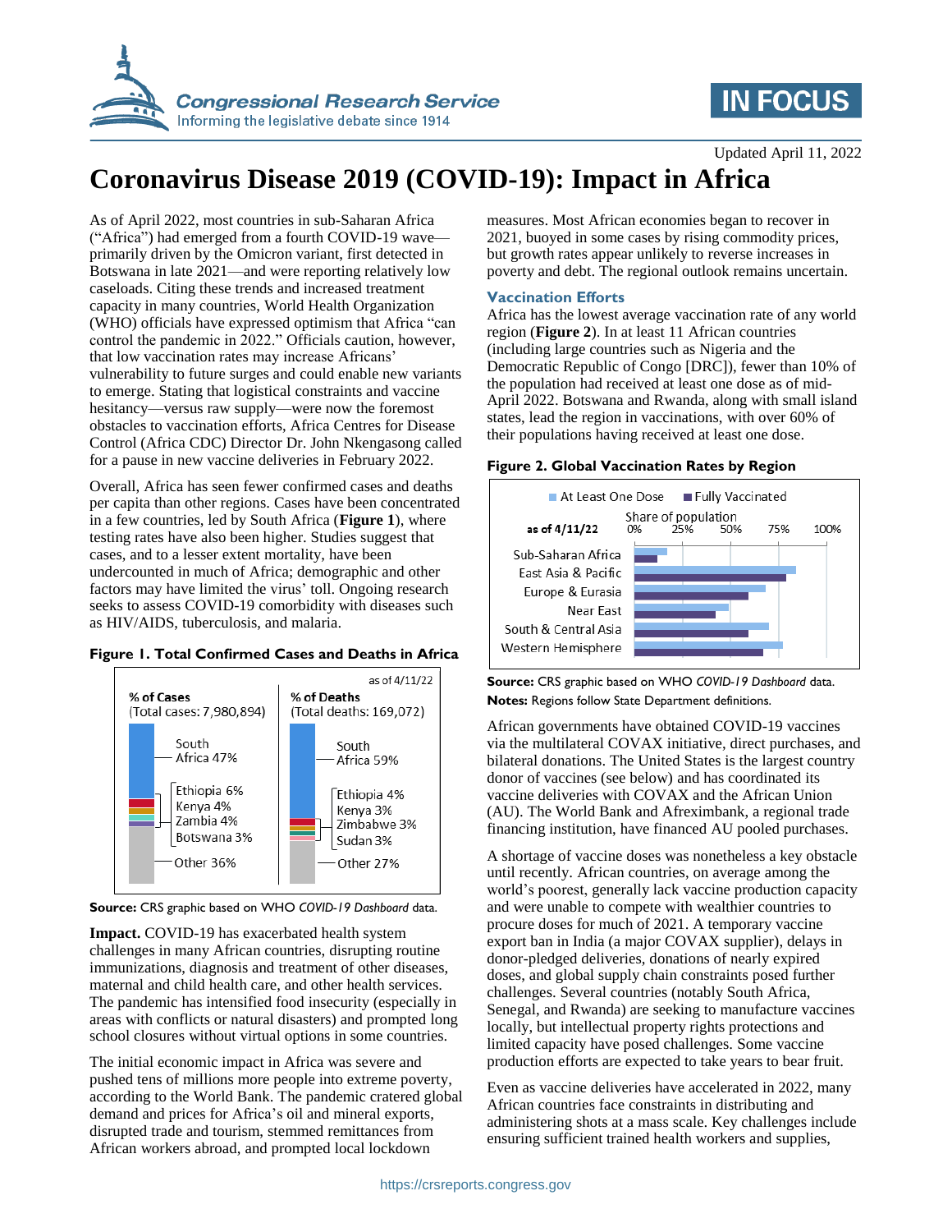Updated April 11, 2022

# Coronavirus Disease 2019 (COVID-19): Impact in Africa

As of April 2022, most countries in sub-Saharan Africa ("Africa") had emerged from a fourth COVID-19 wave—primarily driven by the Omicron variant, first detected in Botswana in late 2021—and were reporting relatively low caseloads. Citing these trends and increased treatment capacity in many countries, World Health Organization (WHO) officials have expressed optimism that Africa "can control the pandemic in 2022." Officials caution, however, that low vaccination rates may increase Africans' vulnerability to future surges and could enable new variants to emerge. Stating that logistical constraints and vaccine hesitancy—versus raw supply—were now the foremost obstacles to vaccination efforts, Africa Centres for Disease Control (Africa CDC) Director Dr. John Nkengasong called for a pause in new vaccine deliveries in February 2022.

Overall, Africa has seen fewer confirmed cases and deaths per capita than other regions. Cases have been concentrated in a few countries, led by South Africa (**Figure 1**), where testing rates have also been higher. Studies suggest that cases, and to a lesser extent mortality, have been undercounted in much of Africa; demographic and other factors may have limited the virus' toll. Ongoing research seeks to assess COVID-19 comorbidity with diseases such as HIV/AIDS, tuberculosis, and malaria.

**Figure 1. Total Confirmed Cases and Deaths in Africa**

as of 4/11/22

**% of Cases**
(Total cases: 7,980,894)
South Africa 47%
Ethiopia 6%
Kenya 4%
Zambia 4%
Botswana 3%
Other 36%

**% of Deaths**
(Total deaths: 169,072)
South Africa 59%
Ethiopia 4%
Kenya 3%
Zimbabwe 3%
Sudan 3%
Other 27%

**Source:** CRS graphic based on WHO *COVID-19 Dashboard* data.

**Impact.** COVID-19 has exacerbated health system challenges in many African countries, disrupting routine immunizations, diagnosis and treatment of other diseases, maternal and child health care, and other health services. The pandemic has intensified food insecurity (especially in areas with conflicts or natural disasters) and prompted long school closures without virtual options in some countries.

The initial economic impact in Africa was severe and pushed tens of millions more people into extreme poverty, according to the World Bank. The pandemic cratered global demand and prices for Africa's oil and mineral exports, disrupted trade and tourism, stemmed remittances from African workers abroad, and prompted local lockdown measures. Most African economies began to recover in 2021, buoyed in some cases by rising commodity prices, but growth rates appear unlikely to reverse increases in poverty and debt. The regional outlook remains uncertain.

## Vaccination Efforts

Africa has the lowest average vaccination rate of any world region (**Figure 2**). In at least 11 African countries (including large countries such as Nigeria and the Democratic Republic of Congo [DRC]), fewer than 10% of the population had received at least one dose as of mid-April 2022. Botswana and Rwanda, along with small island states, lead the region in vaccinations, with over 60% of their populations having received at least one dose.

**Figure 2. Global Vaccination Rates by Region**

At Least One Dose
Fully Vaccinated

as of 4/11/22
Share of population
0% 25% 50% 75% 100%

Sub-Saharan Africa
East Asia & Pacific
Europe & Eurasia
Near East
South & Central Asia
Western Hemisphere

**Source:** CRS graphic based on WHO *COVID-19 Dashboard* data.
**Notes:** Regions follow State Department definitions.

African governments have obtained COVID-19 vaccines via the multilateral COVAX initiative, direct purchases, and bilateral donations. The United States is the largest country donor of vaccines (see below) and has coordinated its vaccine deliveries with COVAX and the African Union (AU). The World Bank and Afreximbank, a regional trade financing institution, have financed AU pooled purchases.

A shortage of vaccine doses was nonetheless a key obstacle until recently. African countries, on average among the world's poorest, generally lack vaccine production capacity and were unable to compete with wealthier countries to procure doses for much of 2021. A temporary vaccine export ban in India (a major COVAX supplier), delays in donor-pledged deliveries, donations of nearly expired doses, and global supply chain constraints posed further challenges. Several countries (notably South Africa, Senegal, and Rwanda) are seeking to manufacture vaccines locally, but intellectual property rights protections and limited capacity have posed challenges. Some vaccine production efforts are expected to take years to bear fruit.

Even as vaccine deliveries have accelerated in 2022, many African countries face constraints in distributing and administering shots at a mass scale. Key challenges include ensuring sufficient trained health workers and supplies,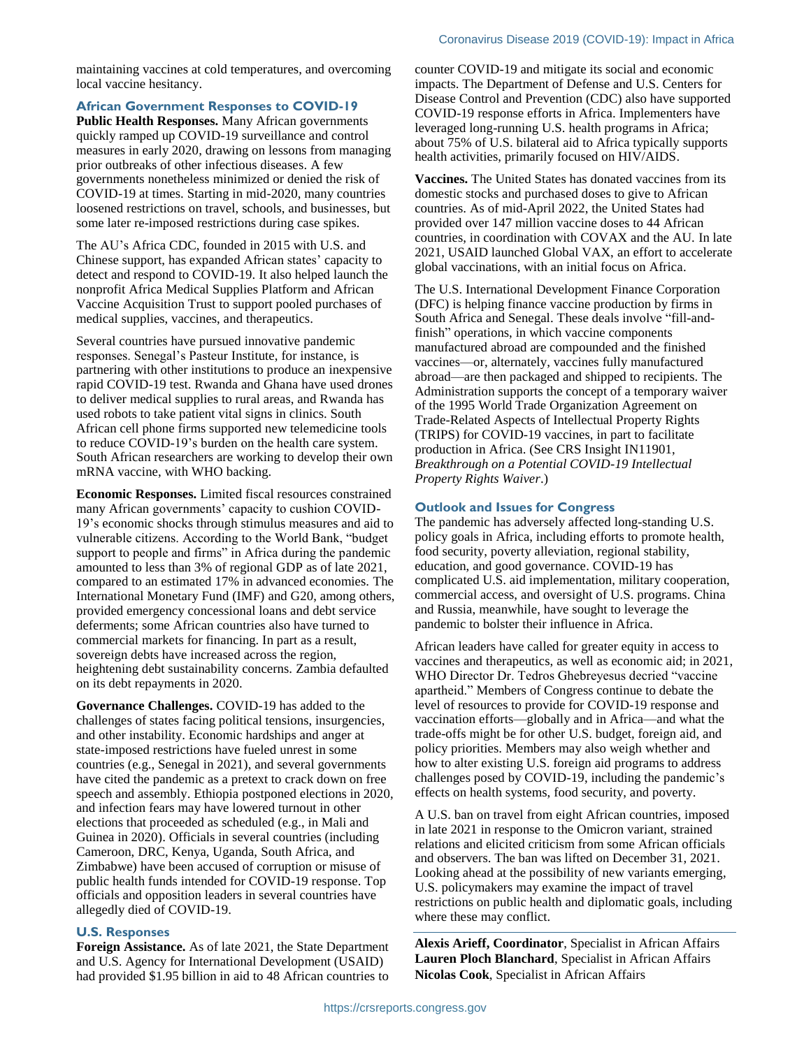maintaining vaccines at cold temperatures, and overcoming local vaccine hesitancy.

## African Government Responses to COVID-19

**Public Health Responses.** Many African governments quickly ramped up COVID-19 surveillance and control measures in early 2020, drawing on lessons from managing prior outbreaks of other infectious diseases. A few governments nonetheless minimized or denied the risk of COVID-19 at times. Starting in mid-2020, many countries loosened restrictions on travel, schools, and businesses, but some later re-imposed restrictions during case spikes.

The AU's Africa CDC, founded in 2015 with U.S. and Chinese support, has expanded African states' capacity to detect and respond to COVID-19. It also helped launch the nonprofit Africa Medical Supplies Platform and African Vaccine Acquisition Trust to support pooled purchases of medical supplies, vaccines, and therapeutics.

Several countries have pursued innovative pandemic responses. Senegal's Pasteur Institute, for instance, is partnering with other institutions to produce an inexpensive rapid COVID-19 test. Rwanda and Ghana have used drones to deliver medical supplies to rural areas, and Rwanda has used robots to take patient vital signs in clinics. South African cell phone firms supported new telemedicine tools to reduce COVID-19's burden on the health care system. South African researchers are working to develop their own mRNA vaccine, with WHO backing.

**Economic Responses.** Limited fiscal resources constrained many African governments' capacity to cushion COVID-19's economic shocks through stimulus measures and aid to vulnerable citizens. According to the World Bank, "budget support to people and firms" in Africa during the pandemic amounted to less than 3% of regional GDP as of late 2021, compared to an estimated 17% in advanced economies. The International Monetary Fund (IMF) and G20, among others, provided emergency concessional loans and debt service deferments; some African countries also have turned to commercial markets for financing. In part as a result, sovereign debts have increased across the region, heightening debt sustainability concerns. Zambia defaulted on its debt repayments in 2020.

**Governance Challenges.** COVID-19 has added to the challenges of states facing political tensions, insurgencies, and other instability. Economic hardships and anger at state-imposed restrictions have fueled unrest in some countries (e.g., Senegal in 2021), and several governments have cited the pandemic as a pretext to crack down on free speech and assembly. Ethiopia postponed elections in 2020, and infection fears may have lowered turnout in other elections that proceeded as scheduled (e.g., in Mali and Guinea in 2020). Officials in several countries (including Cameroon, DRC, Kenya, Uganda, South Africa, and Zimbabwe) have been accused of corruption or misuse of public health funds intended for COVID-19 response. Top officials and opposition leaders in several countries have allegedly died of COVID-19.

## U.S. Responses

**Foreign Assistance.** As of late 2021, the State Department and U.S. Agency for International Development (USAID) had provided $1.95 billion in aid to 48 African countries to counter COVID-19 and mitigate its social and economic impacts. The Department of Defense and U.S. Centers for Disease Control and Prevention (CDC) also have supported COVID-19 response efforts in Africa. Implementers have leveraged long-running U.S. health programs in Africa; about 75% of U.S. bilateral aid to Africa typically supports health activities, primarily focused on HIV/AIDS.

**Vaccines.** The United States has donated vaccines from its domestic stocks and purchased doses to give to African countries. As of mid-April 2022, the United States had provided over 147 million vaccine doses to 44 African countries, in coordination with COVAX and the AU. In late 2021, USAID launched Global VAX, an effort to accelerate global vaccinations, with an initial focus on Africa.

The U.S. International Development Finance Corporation (DFC) is helping finance vaccine production by firms in South Africa and Senegal. These deals involve "fill-and-finish" operations, in which vaccine components manufactured abroad are compounded and the finished vaccines—or, alternately, vaccines fully manufactured abroad—are then packaged and shipped to recipients. The Administration supports the concept of a temporary waiver of the 1995 World Trade Organization Agreement on Trade-Related Aspects of Intellectual Property Rights (TRIPS) for COVID-19 vaccines, in part to facilitate production in Africa. (See CRS Insight IN11901, *Breakthrough on a Potential COVID-19 Intellectual Property Rights Waiver*.)

## Outlook and Issues for Congress

The pandemic has adversely affected long-standing U.S. policy goals in Africa, including efforts to promote health, food security, poverty alleviation, regional stability, education, and good governance. COVID-19 has complicated U.S. aid implementation, military cooperation, commercial access, and oversight of U.S. programs. China and Russia, meanwhile, have sought to leverage the pandemic to bolster their influence in Africa.

African leaders have called for greater equity in access to vaccines and therapeutics, as well as economic aid; in 2021, WHO Director Dr. Tedros Ghebreyesus decried "vaccine apartheid." Members of Congress continue to debate the level of resources to provide for COVID-19 response and vaccination efforts—globally and in Africa—and what the trade-offs might be for other U.S. budget, foreign aid, and policy priorities. Members may also weigh whether and how to alter existing U.S. foreign aid programs to address challenges posed by COVID-19, including the pandemic's effects on health systems, food security, and poverty.

A U.S. ban on travel from eight African countries, imposed in late 2021 in response to the Omicron variant, strained relations and elicited criticism from some African officials and observers. The ban was lifted on December 31, 2021. Looking ahead at the possibility of new variants emerging, U.S. policymakers may examine the impact of travel restrictions on public health and diplomatic goals, including where these may conflict.

**Alexis Arieff, Coordinator**, Specialist in African Affairs
**Lauren Ploch Blanchard**, Specialist in African Affairs
**Nicolas Cook**, Specialist in African Affairs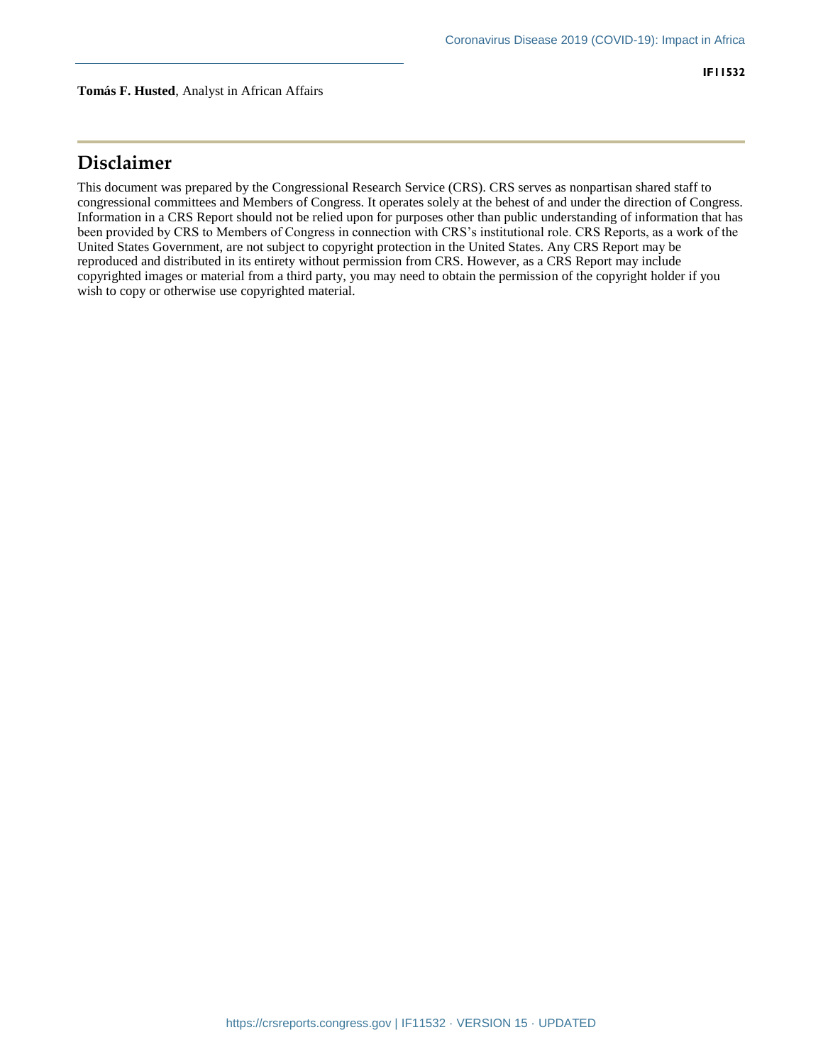**Tomás F. Husted**, Analyst in African Affairs

IF11532

## Disclaimer

This document was prepared by the Congressional Research Service (CRS). CRS serves as nonpartisan shared staff to congressional committees and Members of Congress. It operates solely at the behest of and under the direction of Congress. Information in a CRS Report should not be relied upon for purposes other than public understanding of information that has been provided by CRS to Members of Congress in connection with CRS's institutional role. CRS Reports, as a work of the United States Government, are not subject to copyright protection in the United States. Any CRS Report may be reproduced and distributed in its entirety without permission from CRS. However, as a CRS Report may include copyrighted images or material from a third party, you may need to obtain the permission of the copyright holder if you wish to copy or otherwise use copyrighted material.